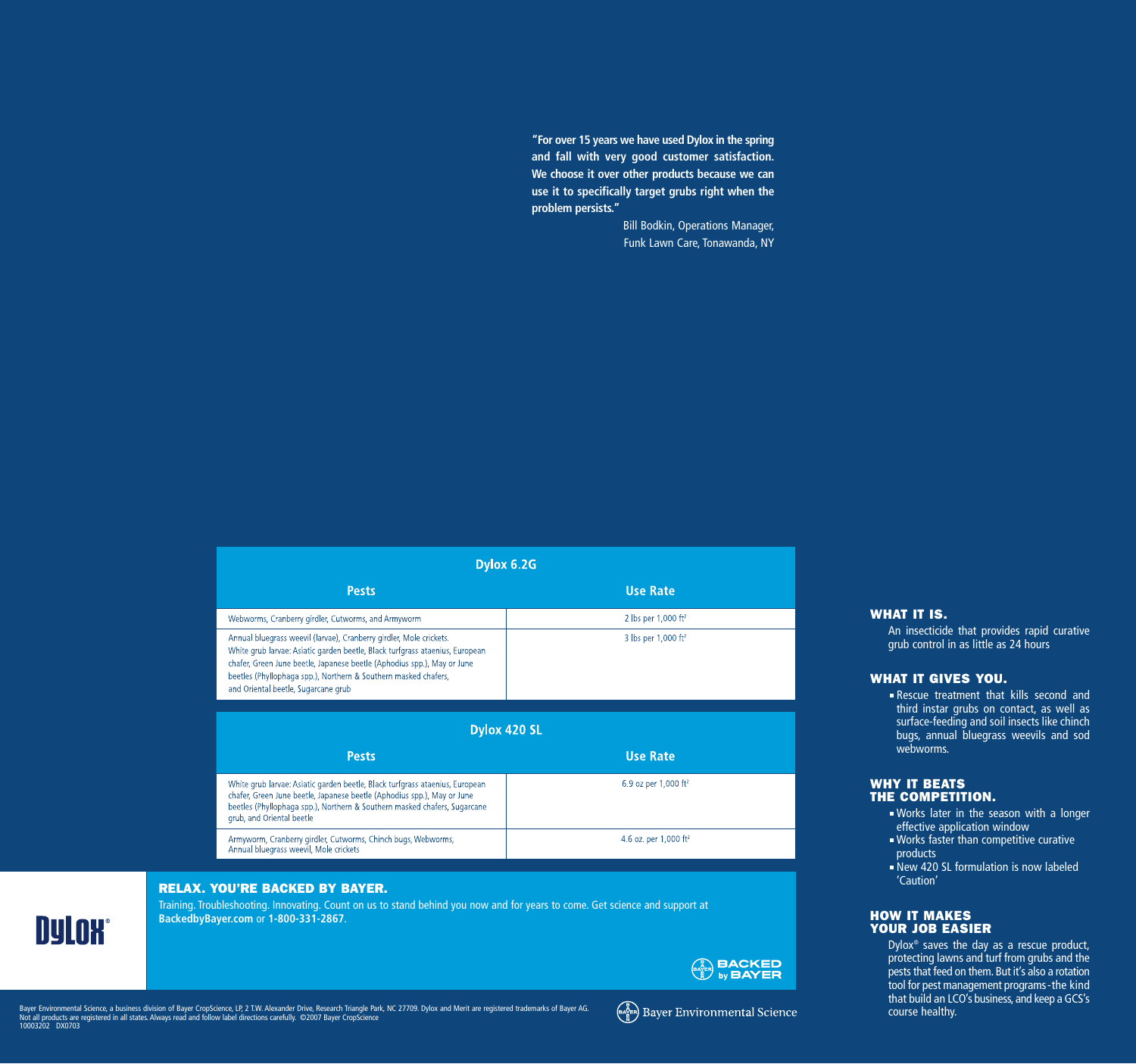> "For over 15 years we have used Dylox in the spring and fall with very good customer satisfaction. We choose it over other products because we can use it to specifically target grubs right when the problem persists."
>
> Bill Bodkin, Operations Manager, Funk Lawn Care, Tonawanda, NY

## Dylox 6.2G

| Pests | Use Rate |
|---|---|
| Webworms, Cranberry girdler, Cutworms, and Armyworm | 2 lbs per 1,000 ft² |
| Annual bluegrass weevil (larvae), Cranberry girdler, Mole crickets. White grub larvae: Asiatic garden beetle, Black turfgrass ataenius, European chafer, Green June beetle, Japanese beetle (Aphodius spp.), May or June beetles (Phyllophaga spp.), Northern & Southern masked chafers, and Oriental beetle, Sugarcane grub | 3 lbs per 1,000 ft² |

## Dylox 420 SL

| Pests | Use Rate |
|---|---|
| White grub larvae: Asiatic garden beetle, Black turfgrass ataenius, European chafer, Green June beetle, Japanese beetle (Aphodius spp.), May or June beetles (Phyllophaga spp.), Northern & Southern masked chafers, Sugarcane grub, and Oriental beetle | 6.9 oz per 1,000 ft² |
| Armyworm, Cranberry girdler, Cutworms, Chinch bugs, Webworms, Annual bluegrass weevil, Mole crickets | 4.6 oz. per 1,000 ft² |

### WHAT IT IS.

An insecticide that provides rapid curative grub control in as little as 24 hours

### WHAT IT GIVES YOU.

- Rescue treatment that kills second and third instar grubs on contact, as well as surface-feeding and soil insects like chinch bugs, annual bluegrass weevils and sod webworms.

### WHY IT BEATS THE COMPETITION.

- Works later in the season with a longer effective application window
- Works faster than competitive curative products
- New 420 SL formulation is now labeled 'Caution'

### HOW IT MAKES YOUR JOB EASIER

Dylox® saves the day as a rescue product, protecting lawns and turf from grubs and the pests that feed on them. But it's also a rotation tool for pest management programs - the kind that build an LCO's business, and keep a GCS's course healthy.

**DyLox®**

### RELAX. YOU'RE BACKED BY BAYER.

Training. Troubleshooting. Innovating. Count on us to stand behind you now and for years to come. Get science and support at **BackedbyBayer.com** or **1-800-331-2867**.

BACKED by BAYER

Bayer Environmental Science, a business division of Bayer CropScience, LP, 2 T.W. Alexander Drive, Research Triangle Park, NC 27709. Dylox and Merit are registered trademarks of Bayer AG. Not all products are registered in all states. Always read and follow label directions carefully. ©2007 Bayer CropScience
10003202 DX0703

Bayer Environmental Science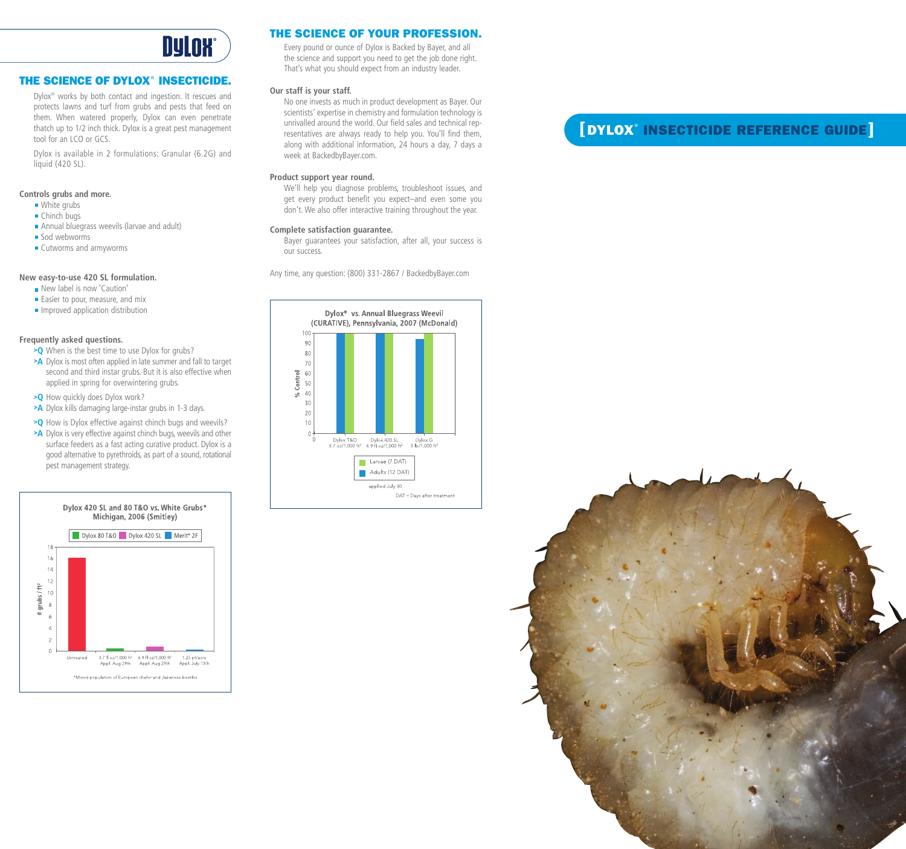# DYLOX®

## THE SCIENCE OF DYLOX® INSECTICIDE.

Dylox® works by both contact and ingestion. It rescues and protects lawns and turf from grubs and pests that feed on them. When watered properly, Dylox can even penetrate thatch up to 1/2 inch thick. Dylox is a great pest management tool for an LCO or GCS.

Dylox is available in 2 formulations: Granular (6.2G) and liquid (420 SL).

**Controls grubs and more.**

- White grubs
- Chinch bugs
- Annual bluegrass weevils (larvae and adult)
- Sod webworms
- Cutworms and armyworms

**New easy-to-use 420 SL formulation.**

- New label is now 'Caution'
- Easier to pour, measure, and mix
- Improved application distribution

**Frequently asked questions.**

**>Q** When is the best time to use Dylox for grubs?
**>A** Dylox is most often applied in late summer and fall to target second and third instar grubs. But it is also effective when applied in spring for overwintering grubs.

**>Q** How quickly does Dylox work?
**>A** Dylox kills damaging large-instar grubs in 1-3 days.

**>Q** How is Dylox effective against chinch bugs and weevils?
**>A** Dylox is very effective against chinch bugs, weevils and other surface feeders as a fast acting curative product. Dylox is a good alternative to pyrethroids, as part of a sound, rotational pest management strategy.

**Dylox 420 SL and 80 T&O vs. White Grubs***
**Michigan, 2006 (Smitley)**

Dylox 80 T&O | Dylox 420 SL | Merit® 2F

# grubs / ft²

0 2 4 6 8 10 12 14 16 18

Untreated
3.7 fl oz/1,000 ft² Appl. Aug 29th
6.9 fl oz/1,000 ft² Appl. Aug 29th
1.25 pt/acre Appl. July 13th

*Mixed population of European chafer and Japanese beetles

## THE SCIENCE OF YOUR PROFESSION.

Every pound or ounce of Dylox is Backed by Bayer, and all the science and support you need to get the job done right. That's what you should expect from an industry leader.

**Our staff is your staff.**

No one invests as much in product development as Bayer. Our scientists' expertise in chemistry and formulation technology is unrivalled around the world. Our field sales and technical representatives are always ready to help you. You'll find them, along with additional information, 24 hours a day, 7 days a week at BackedbyBayer.com.

**Product support year round.**

We'll help you diagnose problems, troubleshoot issues, and get every product benefit you expect–and even some you don't. We also offer interactive training throughout the year.

**Complete satisfaction guarantee.**

Bayer guarantees your satisfaction, after all, your success is our success.

Any time, any question: (800) 331-2867 / BackedbyBayer.com

**Dylox® vs. Annual Bluegrass Weevil**
**(CURATIVE), Pennsylvania, 2007 (McDonald)**

% Control

0 10 20 30 40 50 60 70 80 90 100

Dylox T&O 3.7 oz/1,000 ft²
Dylox 420 SL 6.9 fl oz/1,000 ft²
Dylox G 3 lb/1,000 ft²

Larvae (7 DAT)
Adults (12 DAT)

applied July 30

DAT = Days after treatment

# [DYLOX® INSECTICIDE REFERENCE GUIDE]